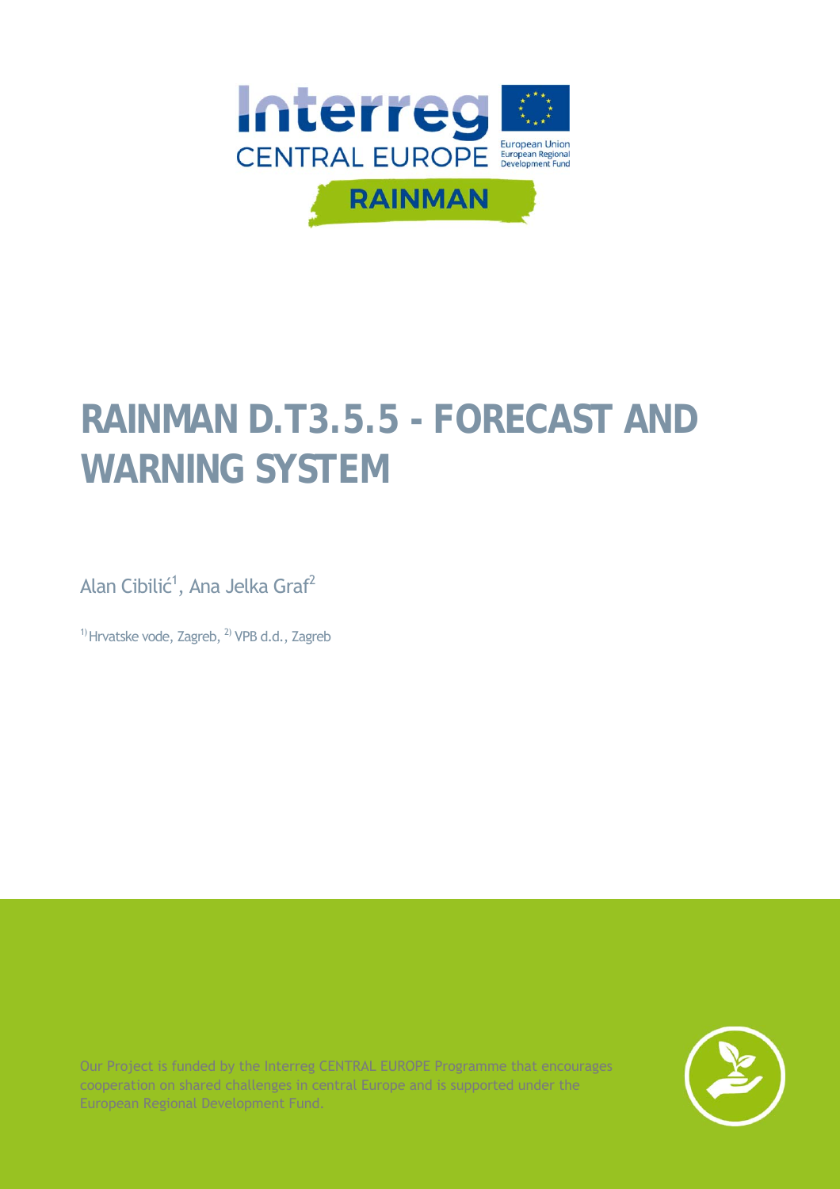# RAINMAN D.T3.5.5 - FORECAST AND WARNING SYSTEM

Alan Cibilić[1], Ana Jelka Graf[2]

[1] Hrvatske vode, Zagreb, [2] VPB d.d., Zagreb

Our Project is funded by the Interreg CENTRAL EUROPE Programme that encourages cooperation on shared challenges in central Europe and is supported under the European Regional Development Fund.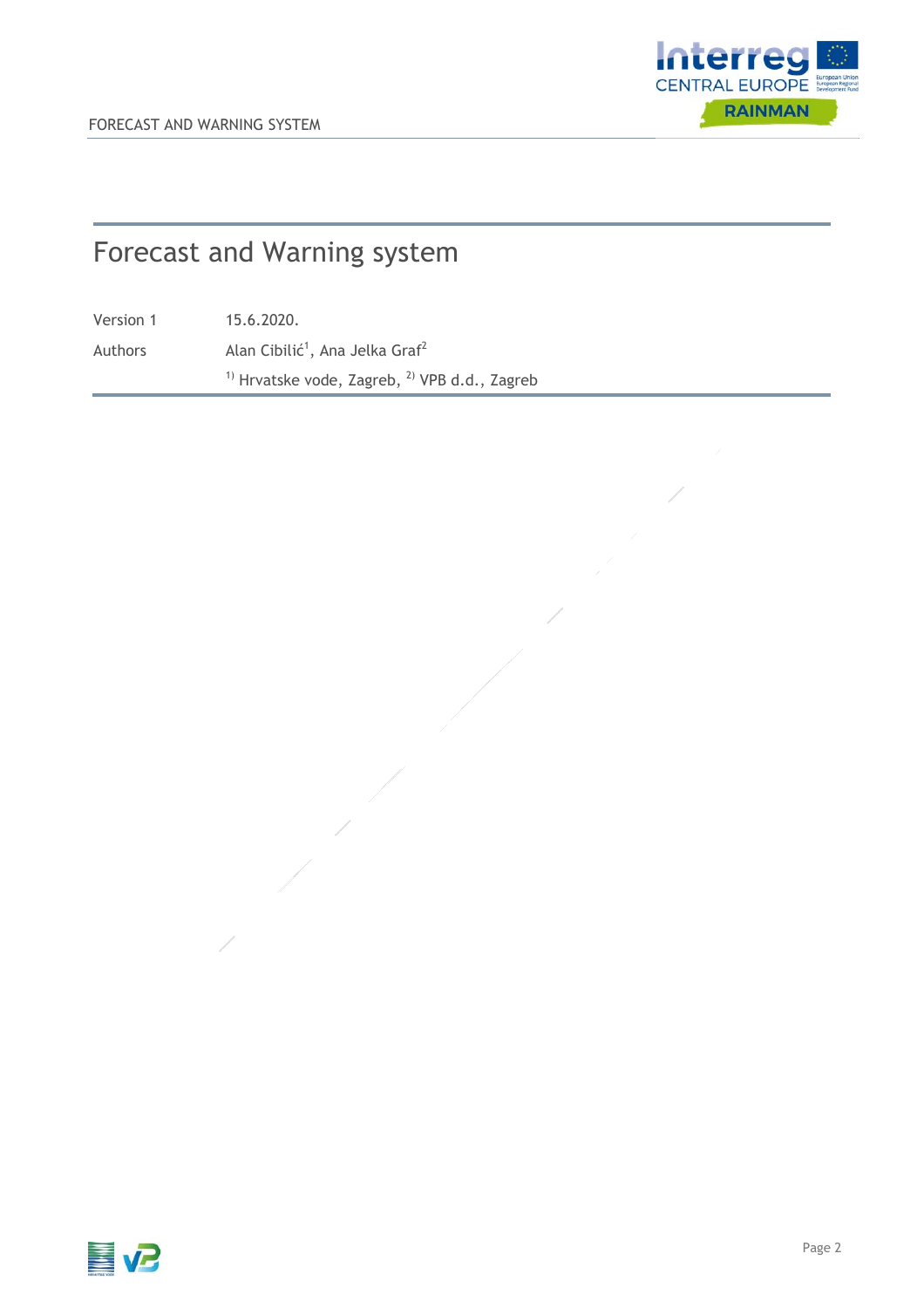# Forecast and Warning system

| | |
|---|---|
| Version 1 | 15.6.2020. |
| Authors | Alan Cibilić[1], Ana Jelka Graf[2] |
| | [1] Hrvatske vode, Zagreb, [2] VPB d.d., Zagreb |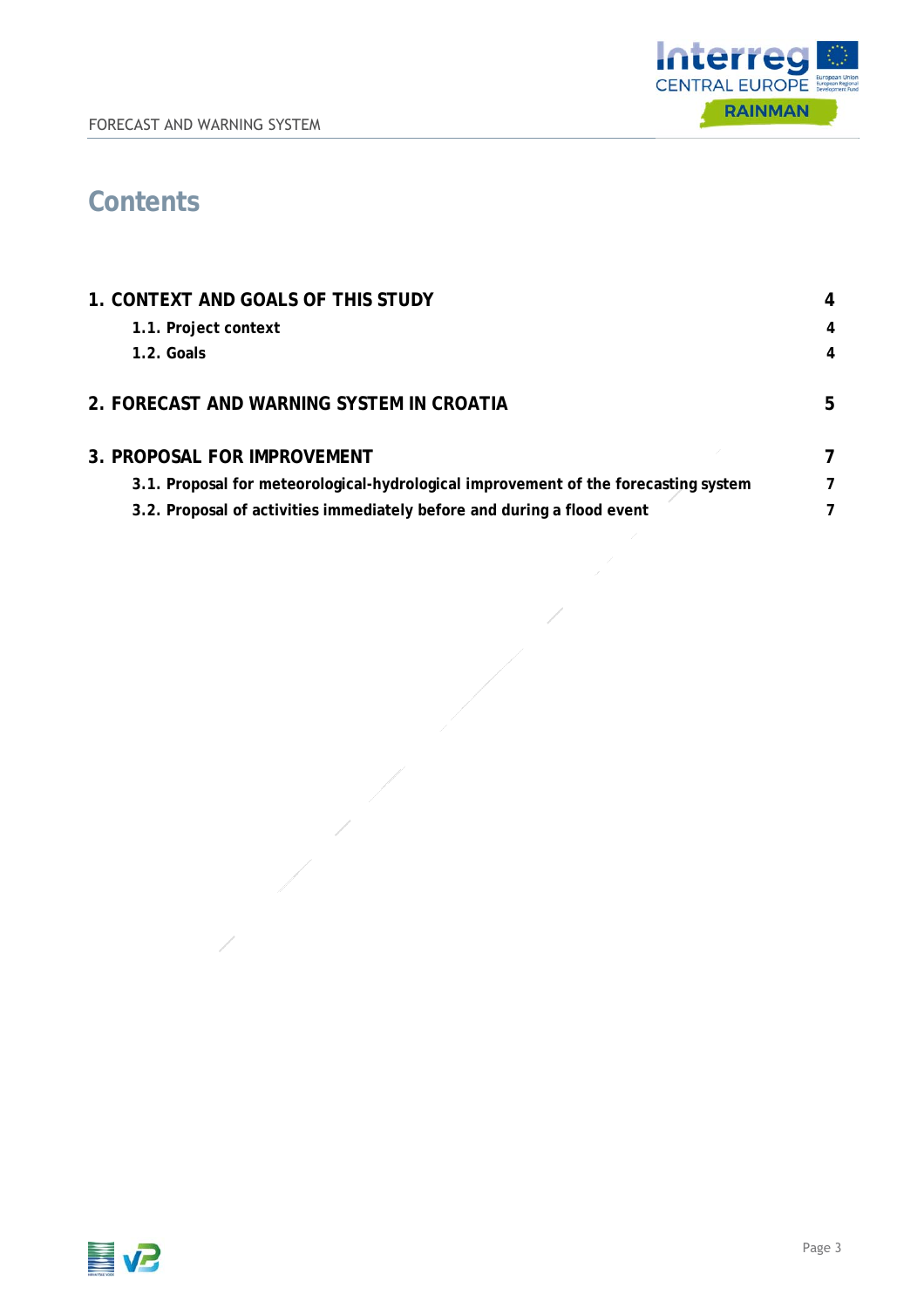# Contents

| | |
|---|---|
| **1. CONTEXT AND GOALS OF THIS STUDY** | **4** |
| **1.1. Project context** | **4** |
| **1.2. Goals** | **4** |
| **2. FORECAST AND WARNING SYSTEM IN CROATIA** | **5** |
| **3. PROPOSAL FOR IMPROVEMENT** | **7** |
| **3.1. Proposal for meteorological-hydrological improvement of the forecasting system** | **7** |
| **3.2. Proposal of activities immediately before and during a flood event** | **7** |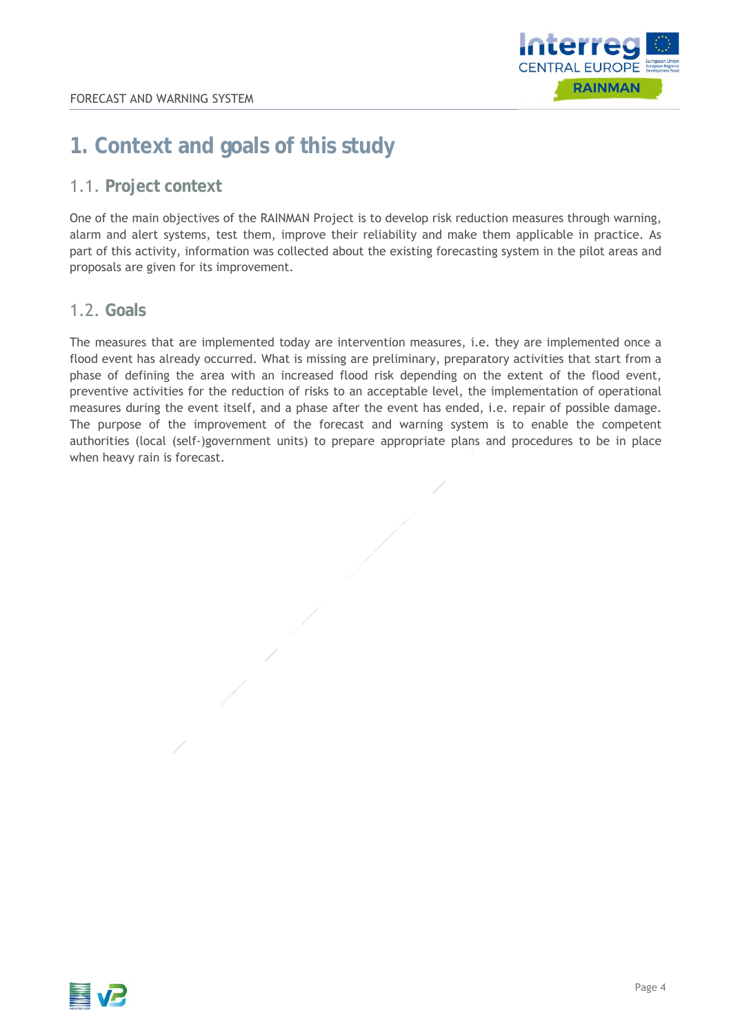# 1. Context and goals of this study

## 1.1. Project context

One of the main objectives of the RAINMAN Project is to develop risk reduction measures through warning, alarm and alert systems, test them, improve their reliability and make them applicable in practice. As part of this activity, information was collected about the existing forecasting system in the pilot areas and proposals are given for its improvement.

## 1.2. Goals

The measures that are implemented today are intervention measures, i.e. they are implemented once a flood event has already occurred. What is missing are preliminary, preparatory activities that start from a phase of defining the area with an increased flood risk depending on the extent of the flood event, preventive activities for the reduction of risks to an acceptable level, the implementation of operational measures during the event itself, and a phase after the event has ended, i.e. repair of possible damage. The purpose of the improvement of the forecast and warning system is to enable the competent authorities (local (self-)government units) to prepare appropriate plans and procedures to be in place when heavy rain is forecast.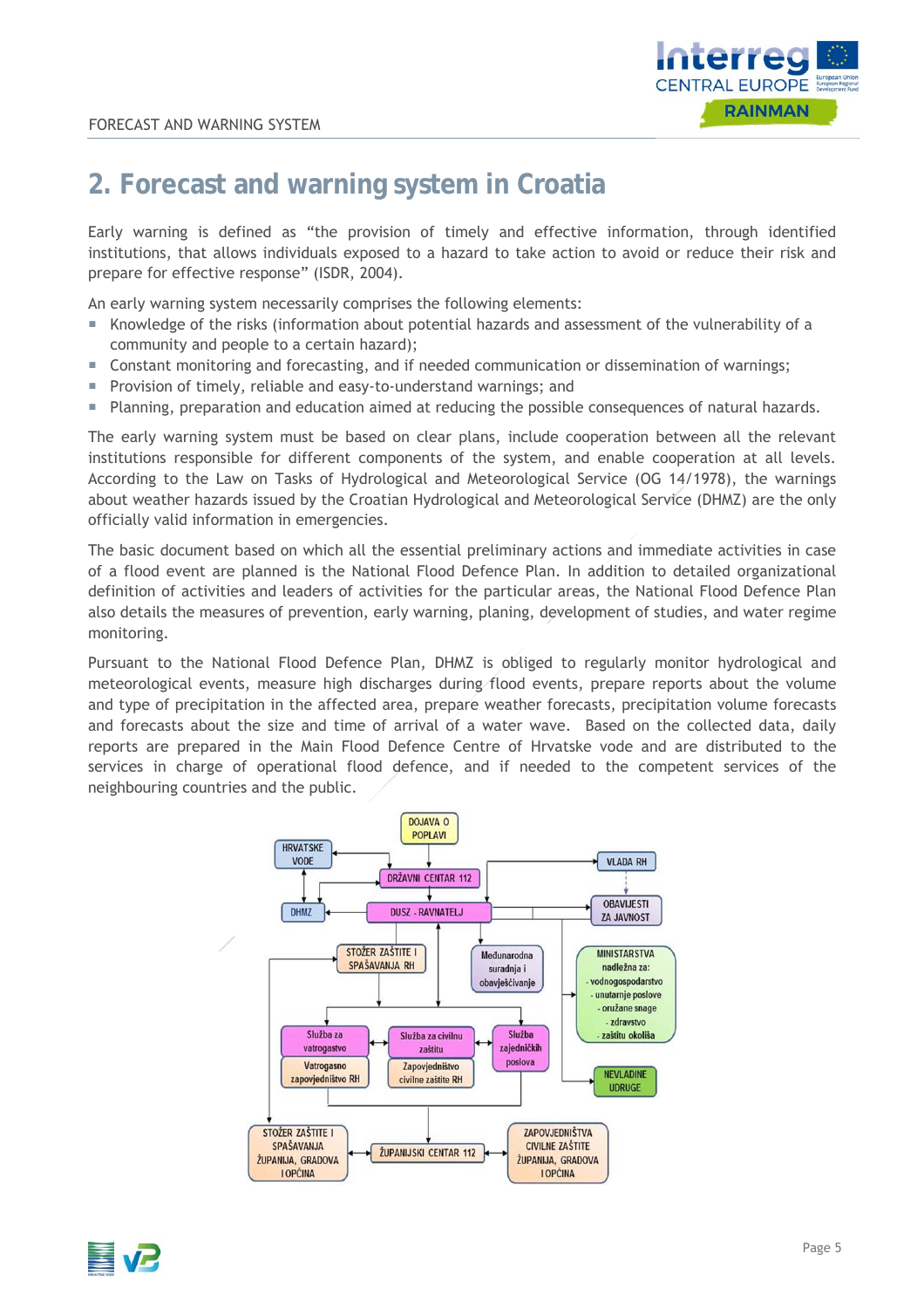## 2. Forecast and warning system in Croatia

Early warning is defined as "the provision of timely and effective information, through identified institutions, that allows individuals exposed to a hazard to take action to avoid or reduce their risk and prepare for effective response" (ISDR, 2004).

An early warning system necessarily comprises the following elements:

- Knowledge of the risks (information about potential hazards and assessment of the vulnerability of a community and people to a certain hazard);
- Constant monitoring and forecasting, and if needed communication or dissemination of warnings;
- Provision of timely, reliable and easy-to-understand warnings; and
- Planning, preparation and education aimed at reducing the possible consequences of natural hazards.

The early warning system must be based on clear plans, include cooperation between all the relevant institutions responsible for different components of the system, and enable cooperation at all levels. According to the Law on Tasks of Hydrological and Meteorological Service (OG 14/1978), the warnings about weather hazards issued by the Croatian Hydrological and Meteorological Service (DHMZ) are the only officially valid information in emergencies.

The basic document based on which all the essential preliminary actions and immediate activities in case of a flood event are planned is the National Flood Defence Plan. In addition to detailed organizational definition of activities and leaders of activities for the particular areas, the National Flood Defence Plan also details the measures of prevention, early warning, planing, development of studies, and water regime monitoring.

Pursuant to the National Flood Defence Plan, DHMZ is obliged to regularly monitor hydrological and meteorological events, measure high discharges during flood events, prepare reports about the volume and type of precipitation in the affected area, prepare weather forecasts, precipitation volume forecasts and forecasts about the size and time of arrival of a water wave. Based on the collected data, daily reports are prepared in the Main Flood Defence Centre of Hrvatske vode and are distributed to the services in charge of operational flood defence, and if needed to the competent services of the neighbouring countries and the public.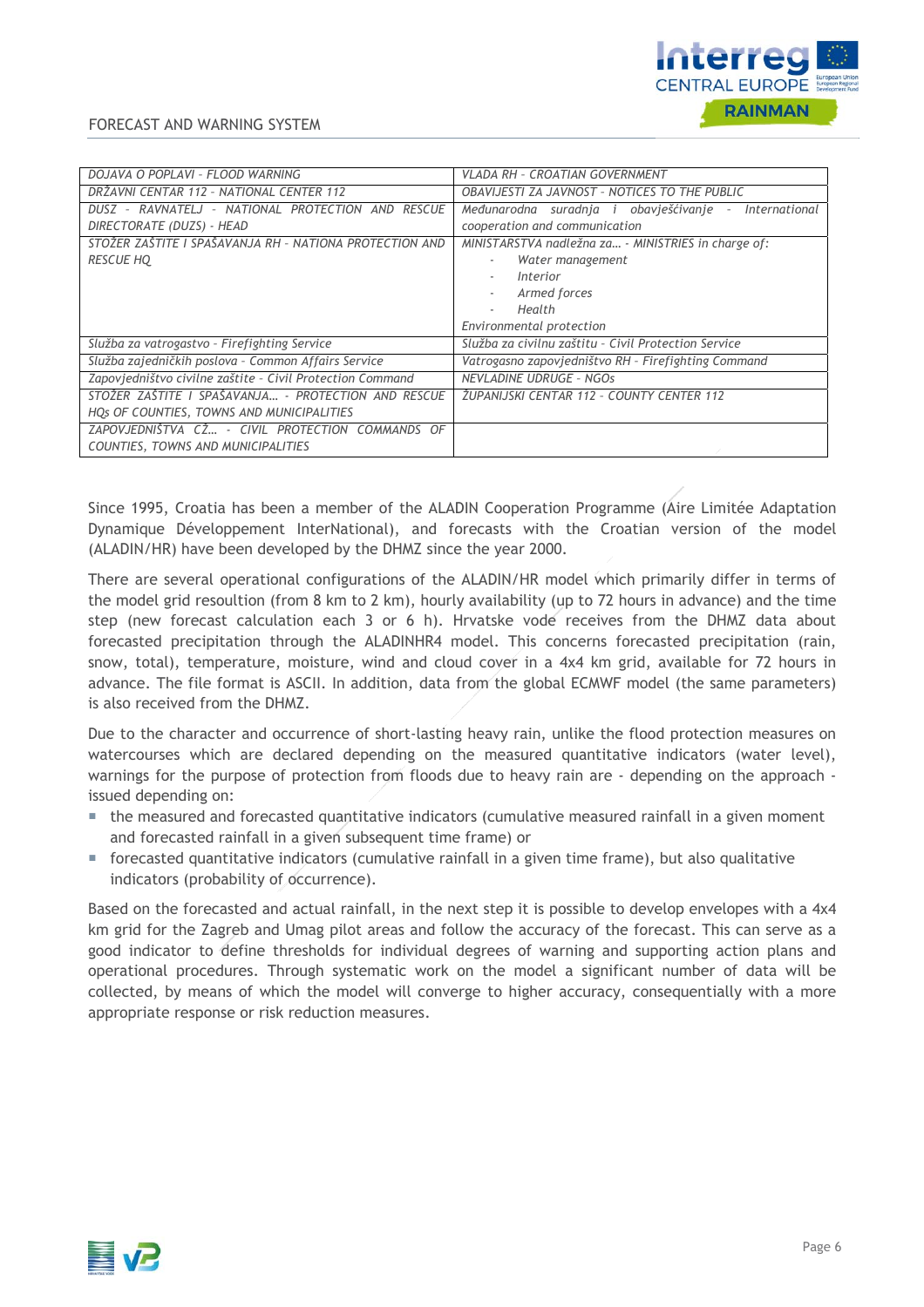| *DOJAVA O POPLAVI - FLOOD WARNING* | *VLADA RH - CROATIAN GOVERNMENT* |
|---|---|
| *DRŽAVNI CENTAR 112 - NATIONAL CENTER 112* | *OBAVIJESTI ZA JAVNOST - NOTICES TO THE PUBLIC* |
| *DUSZ - RAVNATELJ - NATIONAL PROTECTION AND RESCUE DIRECTORATE (DUZS) - HEAD* | *Međunarodna suradnja i obavješćivanje - International cooperation and communication* |
| *STOŽER ZAŠTITE I SPAŠAVANJA RH - NATIONA PROTECTION AND RESCUE HQ* | *MINISTARSTVA nadležna za... - MINISTRIES in charge of:*<br>- *Water management*<br>- *Interior*<br>- *Armed forces*<br>- *Health*<br>*Environmental protection* |
| *Služba za vatrogastvo - Firefighting Service* | *Služba za civilnu zaštitu - Civil Protection Service* |
| *Služba zajedničkih poslova - Common Affairs Service* | *Vatrogasno zapovjedništvo RH - Firefighting Command* |
| *Zapovjedništvo civilne zaštite - Civil Protection Command* | *NEVLADINE UDRUGE - NGOs* |
| *STOŽER ZAŠTITE I SPAŠAVANJA... - PROTECTION AND RESCUE HQs OF COUNTIES, TOWNS AND MUNICIPALITIES* | *ŽUPANIJSKI CENTAR 112 - COUNTY CENTER 112* |
| *ZAPOVJEDNIŠTVA CŽ... - CIVIL PROTECTION COMMANDS OF COUNTIES, TOWNS AND MUNICIPALITIES* | |

Since 1995, Croatia has been a member of the ALADIN Cooperation Programme (Aire Limitée Adaptation Dynamique Développement InterNational), and forecasts with the Croatian version of the model (ALADIN/HR) have been developed by the DHMZ since the year 2000.

There are several operational configurations of the ALADIN/HR model which primarily differ in terms of the model grid resoultion (from 8 km to 2 km), hourly availability (up to 72 hours in advance) and the time step (new forecast calculation each 3 or 6 h). Hrvatske vode receives from the DHMZ data about forecasted precipitation through the ALADINHR4 model. This concerns forecasted precipitation (rain, snow, total), temperature, moisture, wind and cloud cover in a 4x4 km grid, available for 72 hours in advance. The file format is ASCII. In addition, data from the global ECMWF model (the same parameters) is also received from the DHMZ.

Due to the character and occurrence of short-lasting heavy rain, unlike the flood protection measures on watercourses which are declared depending on the measured quantitative indicators (water level), warnings for the purpose of protection from floods due to heavy rain are - depending on the approach - issued depending on:

- the measured and forecasted quantitative indicators (cumulative measured rainfall in a given moment and forecasted rainfall in a given subsequent time frame) or
- forecasted quantitative indicators (cumulative rainfall in a given time frame), but also qualitative indicators (probability of occurrence).

Based on the forecasted and actual rainfall, in the next step it is possible to develop envelopes with a 4x4 km grid for the Zagreb and Umag pilot areas and follow the accuracy of the forecast. This can serve as a good indicator to define thresholds for individual degrees of warning and supporting action plans and operational procedures. Through systematic work on the model a significant number of data will be collected, by means of which the model will converge to higher accuracy, consequentially with a more appropriate response or risk reduction measures.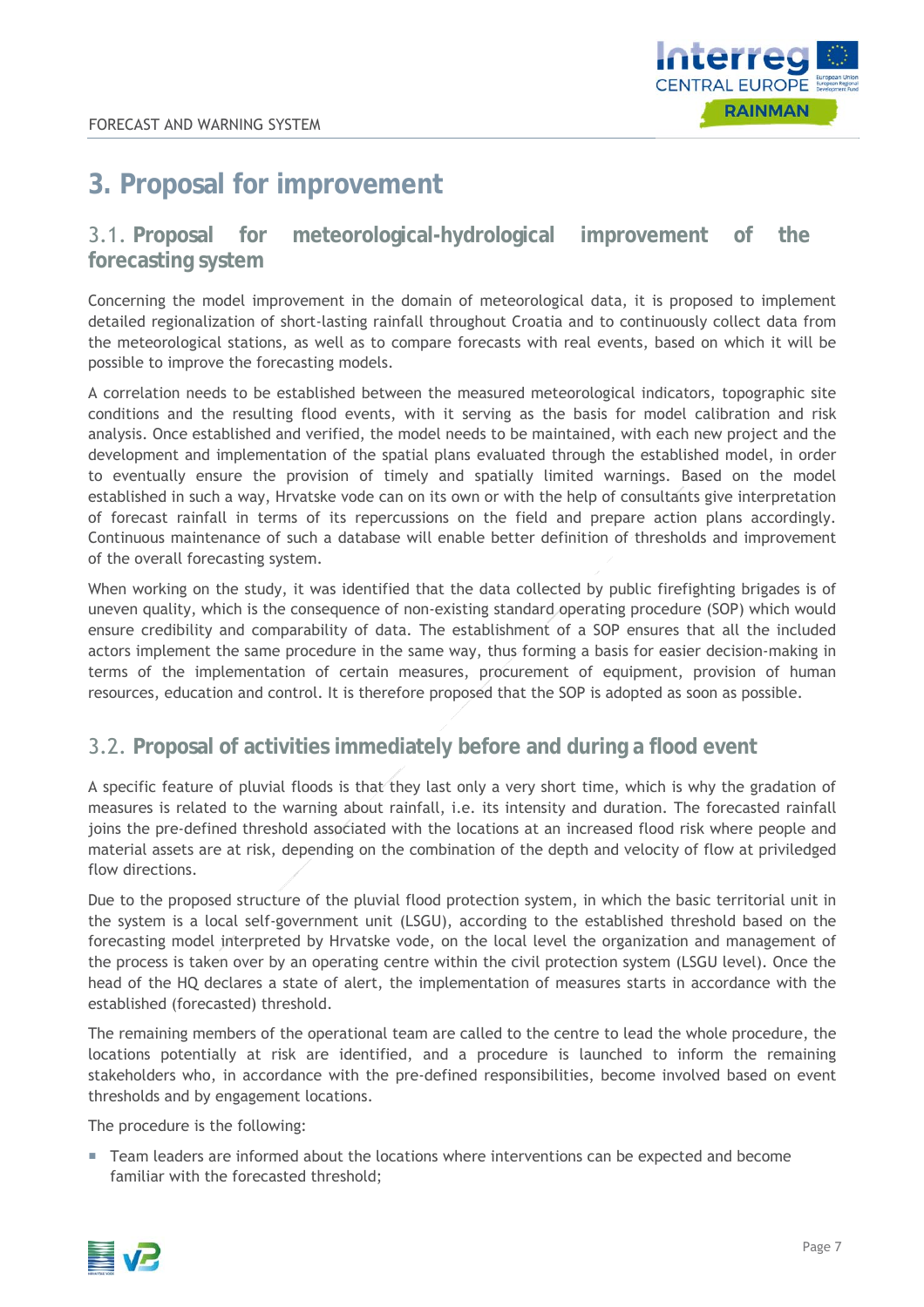# 3. Proposal for improvement

## 3.1. Proposal for meteorological-hydrological improvement of the forecasting system

Concerning the model improvement in the domain of meteorological data, it is proposed to implement detailed regionalization of short-lasting rainfall throughout Croatia and to continuously collect data from the meteorological stations, as well as to compare forecasts with real events, based on which it will be possible to improve the forecasting models.

A correlation needs to be established between the measured meteorological indicators, topographic site conditions and the resulting flood events, with it serving as the basis for model calibration and risk analysis. Once established and verified, the model needs to be maintained, with each new project and the development and implementation of the spatial plans evaluated through the established model, in order to eventually ensure the provision of timely and spatially limited warnings. Based on the model established in such a way, Hrvatske vode can on its own or with the help of consultants give interpretation of forecast rainfall in terms of its repercussions on the field and prepare action plans accordingly. Continuous maintenance of such a database will enable better definition of thresholds and improvement of the overall forecasting system.

When working on the study, it was identified that the data collected by public firefighting brigades is of uneven quality, which is the consequence of non-existing standard operating procedure (SOP) which would ensure credibility and comparability of data. The establishment of a SOP ensures that all the included actors implement the same procedure in the same way, thus forming a basis for easier decision-making in terms of the implementation of certain measures, procurement of equipment, provision of human resources, education and control. It is therefore proposed that the SOP is adopted as soon as possible.

## 3.2. Proposal of activities immediately before and during a flood event

A specific feature of pluvial floods is that they last only a very short time, which is why the gradation of measures is related to the warning about rainfall, i.e. its intensity and duration. The forecasted rainfall joins the pre-defined threshold associated with the locations at an increased flood risk where people and material assets are at risk, depending on the combination of the depth and velocity of flow at priviledged flow directions.

Due to the proposed structure of the pluvial flood protection system, in which the basic territorial unit in the system is a local self-government unit (LSGU), according to the established threshold based on the forecasting model interpreted by Hrvatske vode, on the local level the organization and management of the process is taken over by an operating centre within the civil protection system (LSGU level). Once the head of the HQ declares a state of alert, the implementation of measures starts in accordance with the established (forecasted) threshold.

The remaining members of the operational team are called to the centre to lead the whole procedure, the locations potentially at risk are identified, and a procedure is launched to inform the remaining stakeholders who, in accordance with the pre-defined responsibilities, become involved based on event thresholds and by engagement locations.

The procedure is the following:

- Team leaders are informed about the locations where interventions can be expected and become familiar with the forecasted threshold;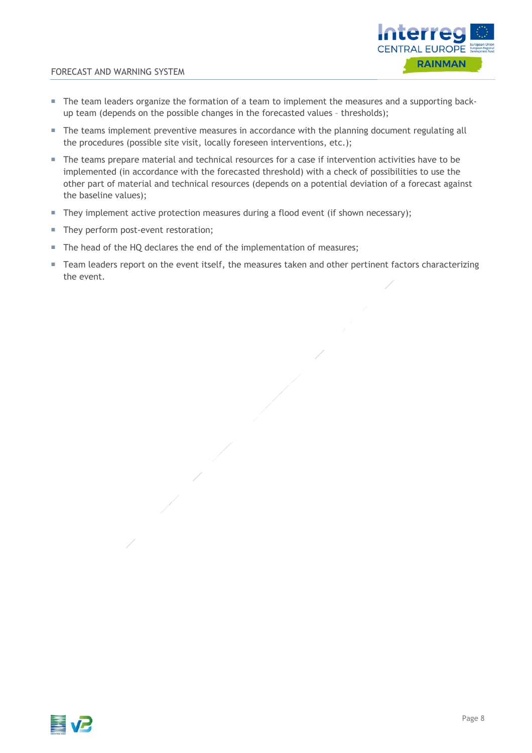- The team leaders organize the formation of a team to implement the measures and a supporting back-up team (depends on the possible changes in the forecasted values – thresholds);
- The teams implement preventive measures in accordance with the planning document regulating all the procedures (possible site visit, locally foreseen interventions, etc.);
- The teams prepare material and technical resources for a case if intervention activities have to be implemented (in accordance with the forecasted threshold) with a check of possibilities to use the other part of material and technical resources (depends on a potential deviation of a forecast against the baseline values);
- They implement active protection measures during a flood event (if shown necessary);
- They perform post-event restoration;
- The head of the HQ declares the end of the implementation of measures;
- Team leaders report on the event itself, the measures taken and other pertinent factors characterizing the event.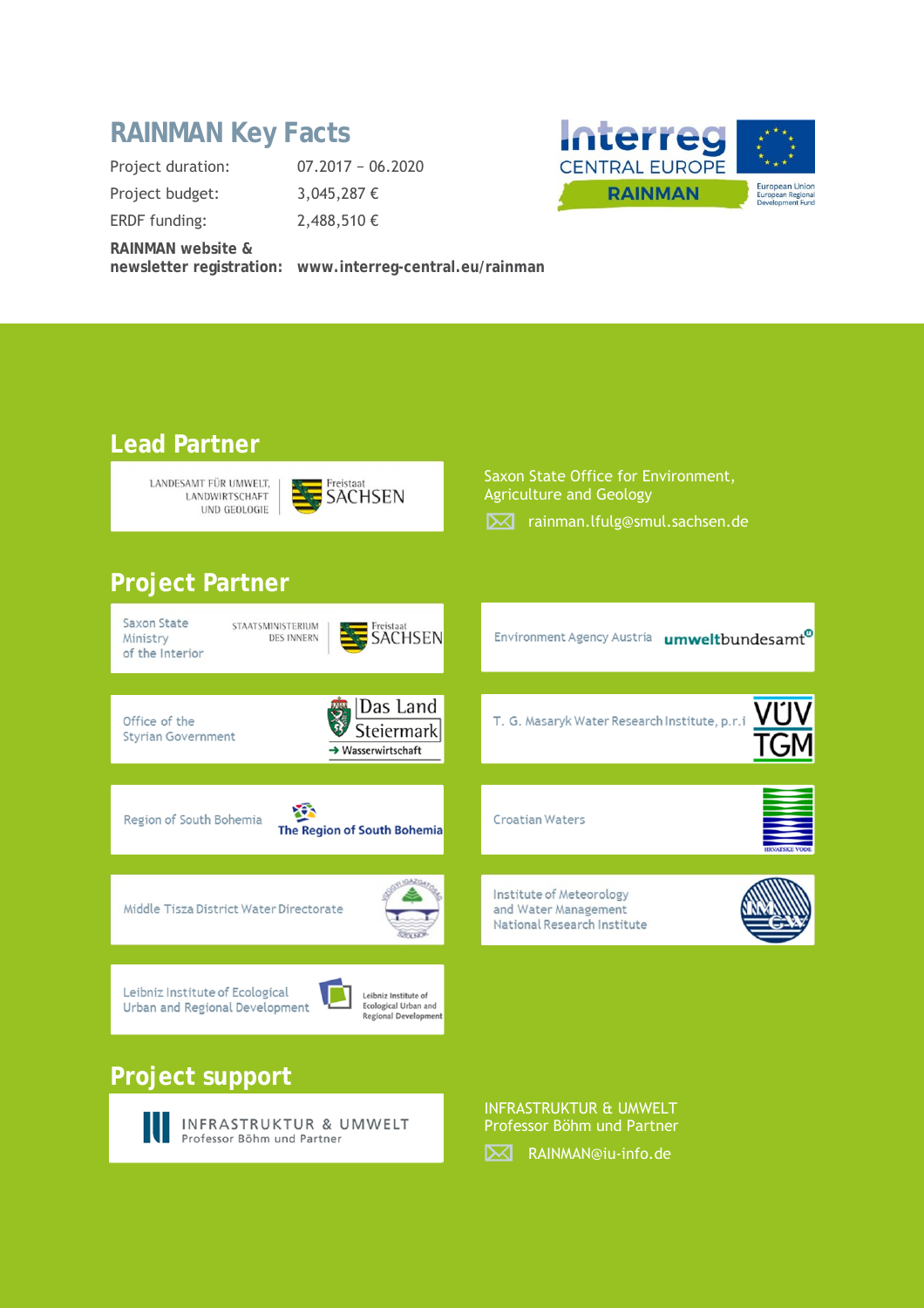## RAINMAN Key Facts

| | |
|---|---|
| Project duration: | 07.2017 – 06.2020 |
| Project budget: | 3,045,287 € |
| ERDF funding: | 2,488,510 € |
| **RAINMAN website & newsletter registration:** | **www.interreg-central.eu/rainman** |

Interreg CENTRAL EUROPE RAINMAN

European Union European Regional Development Fund

## Lead Partner

LANDESAMT FÜR UMWELT, LANDWIRTSCHAFT UND GEOLOGIE | Freistaat SACHSEN

Saxon State Office for Environment, Agriculture and Geology

rainman.lfulg@smul.sachsen.de

## Project Partner

Saxon State Ministry of the Interior — STAATSMINISTERIUM DES INNERN | Freistaat SACHSEN

Environment Agency Austria — umweltbundesamt

Office of the Styrian Government — Das Land Steiermark → Wasserwirtschaft

T. G. Masaryk Water Research Institute, p.r.i — VÚV TGM

Region of South Bohemia — The Region of South Bohemia

Croatian Waters — HRVATSKE VODE

Middle Tisza District Water Directorate

Institute of Meteorology and Water Management National Research Institute — IMGW

Leibniz Institute of Ecological Urban and Regional Development — Leibniz Institute of Ecological Urban and Regional Development

## Project support

INFRASTRUKTUR & UMWELT Professor Böhm und Partner

INFRASTRUKTUR & UMWELT
Professor Böhm und Partner

RAINMAN@iu-info.de